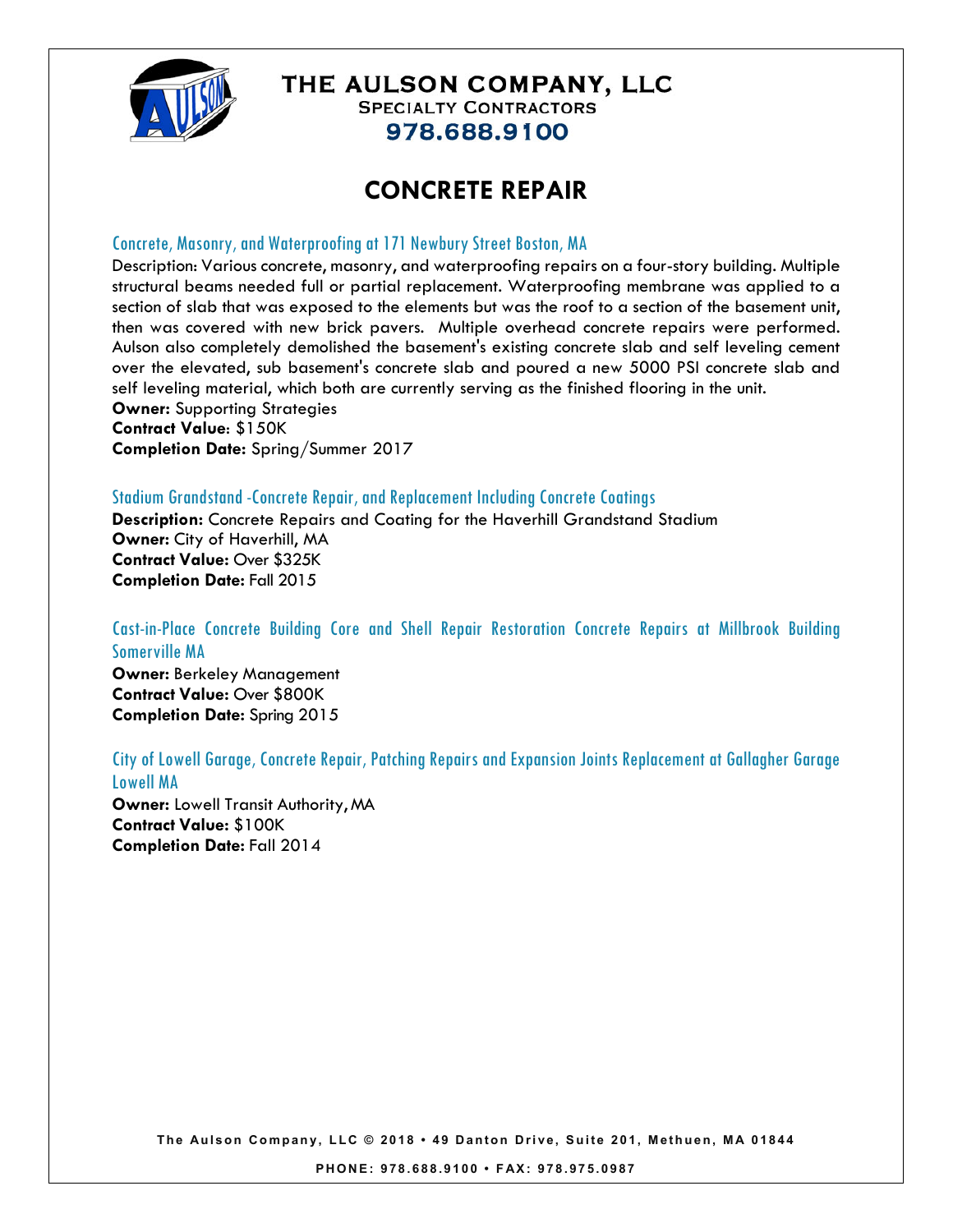# THE AULSON COMPANY, LLC

**SPECIALTY CONTRACTORS**

**978.688.9100**

## CONCRETE REPAIR

### Concrete, Masonry, and Waterproofing at 171 Newbury Street Boston, MA

Description: Various concrete, masonry, and waterproofing repairs on a four-story building. Multiple structural beams needed full or partial replacement. Waterproofing membrane was applied to a section of slab that was exposed to the elements but was the roof to a section of the basement unit, then was covered with new brick pavers. Multiple overhead concrete repairs were performed. Aulson also completely demolished the basement's existing concrete slab and self leveling cement over the elevated, sub basement's concrete slab and poured a new 5000 PSI concrete slab and self leveling material, which both are currently serving as the finished flooring in the unit.

**Owner:** Supporting Strategies

**Contract Value**: $150K

**Completion Date:** Spring/Summer 2017

### Stadium Grandstand -Concrete Repair, and Replacement Including Concrete Coatings

**Description:** Concrete Repairs and Coating for the Haverhill Grandstand Stadium

**Owner:** City of Haverhill, MA

**Contract Value:** Over $325K

**Completion Date:** Fall 2015

### Cast-in-Place Concrete Building Core and Shell Repair Restoration Concrete Repairs at Millbrook Building Somerville MA

**Owner:** Berkeley Management

**Contract Value:** Over $800K

**Completion Date:** Spring 2015

### City of Lowell Garage, Concrete Repair, Patching Repairs and Expansion Joints Replacement at Gallagher Garage Lowell MA

**Owner:** Lowell Transit Authority, MA

**Contract Value:** $100K

**Completion Date:** Fall 2014

The Aulson Company, LLC © 2018 • 49 Danton Drive, Suite 201, Methuen, MA 01844

PHONE: 978.688.9100 • FAX: 978.975.0987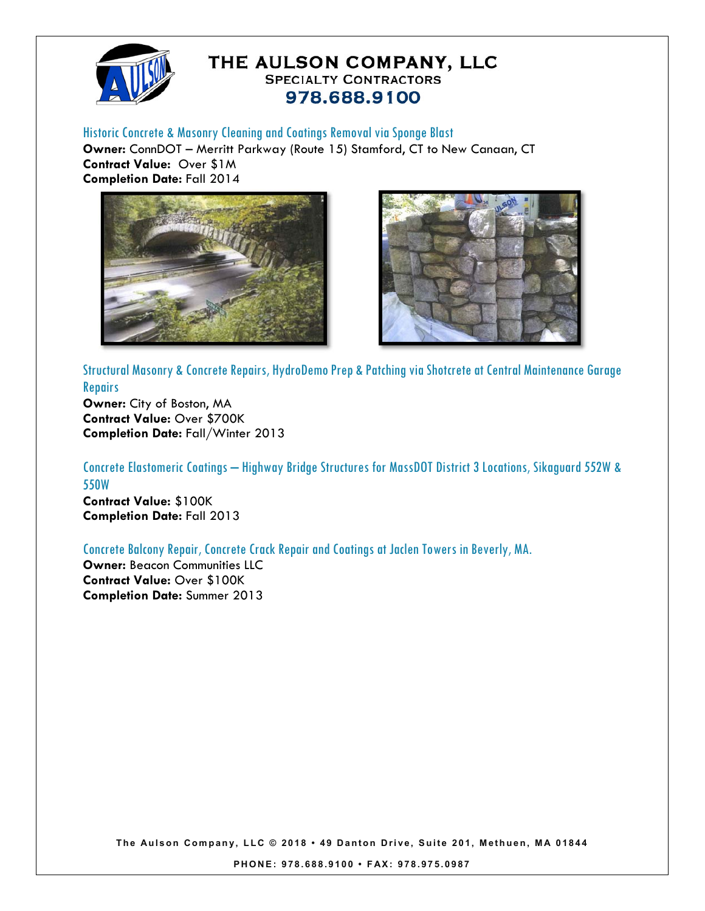# THE AULSON COMPANY, LLC

**SPECIALTY CONTRACTORS**

**978.688.9100**

## Historic Concrete & Masonry Cleaning and Coatings Removal via Sponge Blast

**Owner:** ConnDOT – Merritt Parkway (Route 15) Stamford, CT to New Canaan, CT
**Contract Value:** Over $1M
**Completion Date:** Fall 2014

## Structural Masonry & Concrete Repairs, HydroDemo Prep & Patching via Shotcrete at Central Maintenance Garage Repairs

**Owner:** City of Boston, MA
**Contract Value:** Over $700K
**Completion Date:** Fall/Winter 2013

## Concrete Elastomeric Coatings – Highway Bridge Structures for MassDOT District 3 Locations, Sikaguard 552W & 550W

**Contract Value:** $100K
**Completion Date:** Fall 2013

## Concrete Balcony Repair, Concrete Crack Repair and Coatings at Jaclen Towers in Beverly, MA.

**Owner:** Beacon Communities LLC
**Contract Value:** Over $100K
**Completion Date:** Summer 2013

The Aulson Company, LLC © 2018 • 49 Danton Drive, Suite 201, Methuen, MA 01844

PHONE: 978.688.9100 • FAX: 978.975.0987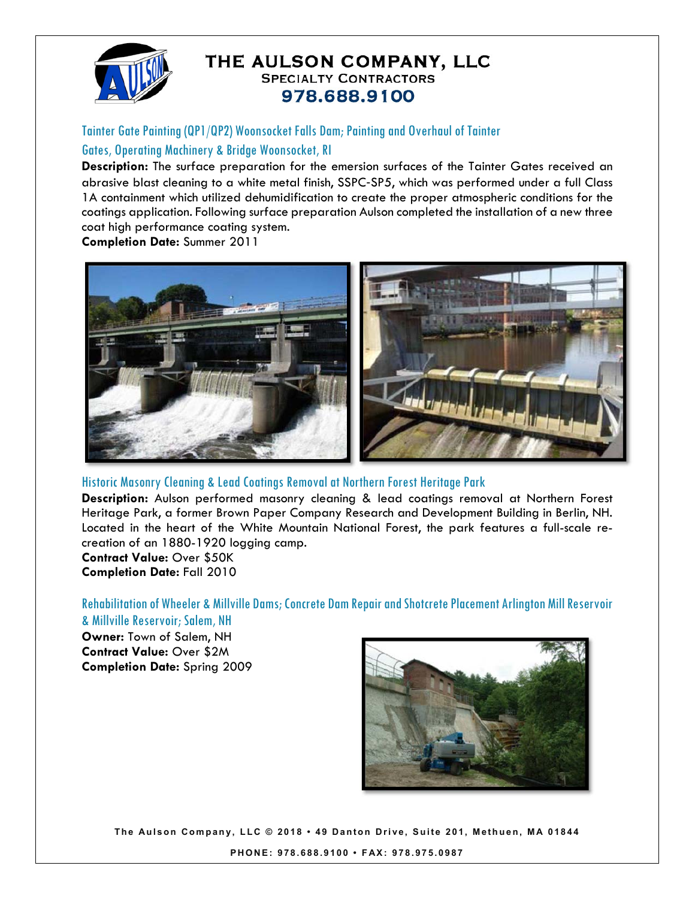# THE AULSON COMPANY, LLC

SPECIALTY CONTRACTORS

978.688.9100

## Tainter Gate Painting (QP1/QP2) Woonsocket Falls Dam; Painting and Overhaul of Tainter Gates, Operating Machinery & Bridge Woonsocket, RI

**Description:** The surface preparation for the emersion surfaces of the Tainter Gates received an abrasive blast cleaning to a white metal finish, SSPC-SP5, which was performed under a full Class 1A containment which utilized dehumidification to create the proper atmospheric conditions for the coatings application. Following surface preparation Aulson completed the installation of a new three coat high performance coating system.

**Completion Date:** Summer 2011

## Historic Masonry Cleaning & Lead Coatings Removal at Northern Forest Heritage Park

**Description:** Aulson performed masonry cleaning & lead coatings removal at Northern Forest Heritage Park, a former Brown Paper Company Research and Development Building in Berlin, NH. Located in the heart of the White Mountain National Forest, the park features a full-scale re-creation of an 1880-1920 logging camp.

**Contract Value:** Over $50K

**Completion Date:** Fall 2010

## Rehabilitation of Wheeler & Millville Dams; Concrete Dam Repair and Shotcrete Placement Arlington Mill Reservoir & Millville Reservoir; Salem, NH

**Owner:** Town of Salem, NH

**Contract Value:** Over $2M

**Completion Date:** Spring 2009

The Aulson Company, LLC © 2018 • 49 Danton Drive, Suite 201, Methuen, MA 01844

PHONE: 978.688.9100 • FAX: 978.975.0987